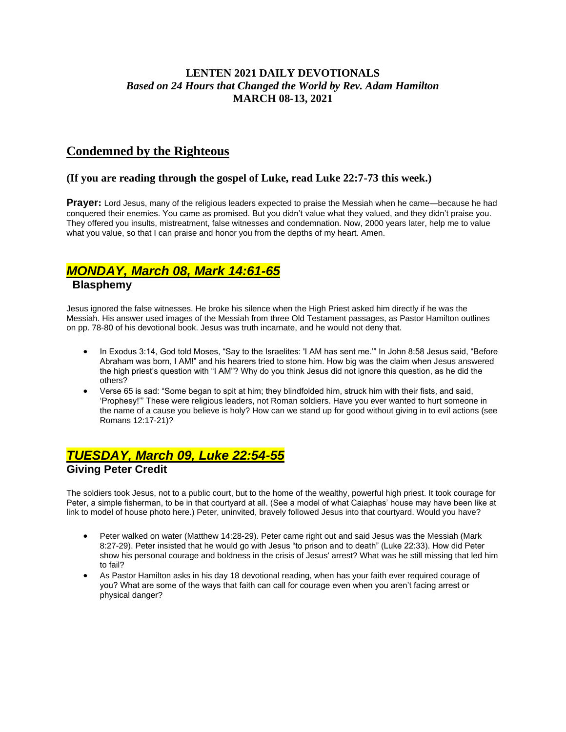**LENTEN 2021 DAILY DEVOTIONALS**
***Based on 24 Hours that Changed the World by Rev. Adam Hamilton***
**MARCH 08-13, 2021**

## Condemned by the Righteous

### (If you are reading through the gospel of Luke, read Luke 22:7-73 this week.)

**Prayer:** Lord Jesus, many of the religious leaders expected to praise the Messiah when he came—because he had conquered their enemies. You came as promised. But you didn't value what they valued, and they didn't praise you. They offered you insults, mistreatment, false witnesses and condemnation. Now, 2000 years later, help me to value what you value, so that I can praise and honor you from the depths of my heart. Amen.

## *MONDAY, March 08, Mark 14:61-65*

### Blasphemy

Jesus ignored the false witnesses. He broke his silence when the High Priest asked him directly if he was the Messiah. His answer used images of the Messiah from three Old Testament passages, as Pastor Hamilton outlines on pp. 78-80 of his devotional book. Jesus was truth incarnate, and he would not deny that.

- In Exodus 3:14, God told Moses, "Say to the Israelites: 'I AM has sent me.'" In John 8:58 Jesus said, "Before Abraham was born, I AM!" and his hearers tried to stone him. How big was the claim when Jesus answered the high priest's question with "I AM"? Why do you think Jesus did not ignore this question, as he did the others?
- Verse 65 is sad: "Some began to spit at him; they blindfolded him, struck him with their fists, and said, 'Prophesy!'" These were religious leaders, not Roman soldiers. Have you ever wanted to hurt someone in the name of a cause you believe is holy? How can we stand up for good without giving in to evil actions (see Romans 12:17-21)?

## *TUESDAY, March 09, Luke 22:54-55*

### Giving Peter Credit

The soldiers took Jesus, not to a public court, but to the home of the wealthy, powerful high priest. It took courage for Peter, a simple fisherman, to be in that courtyard at all. (See a model of what Caiaphas' house may have been like at link to model of house photo here.) Peter, uninvited, bravely followed Jesus into that courtyard. Would you have?

- Peter walked on water (Matthew 14:28-29). Peter came right out and said Jesus was the Messiah (Mark 8:27-29). Peter insisted that he would go with Jesus "to prison and to death" (Luke 22:33). How did Peter show his personal courage and boldness in the crisis of Jesus' arrest? What was he still missing that led him to fail?
- As Pastor Hamilton asks in his day 18 devotional reading, when has your faith ever required courage of you? What are some of the ways that faith can call for courage even when you aren't facing arrest or physical danger?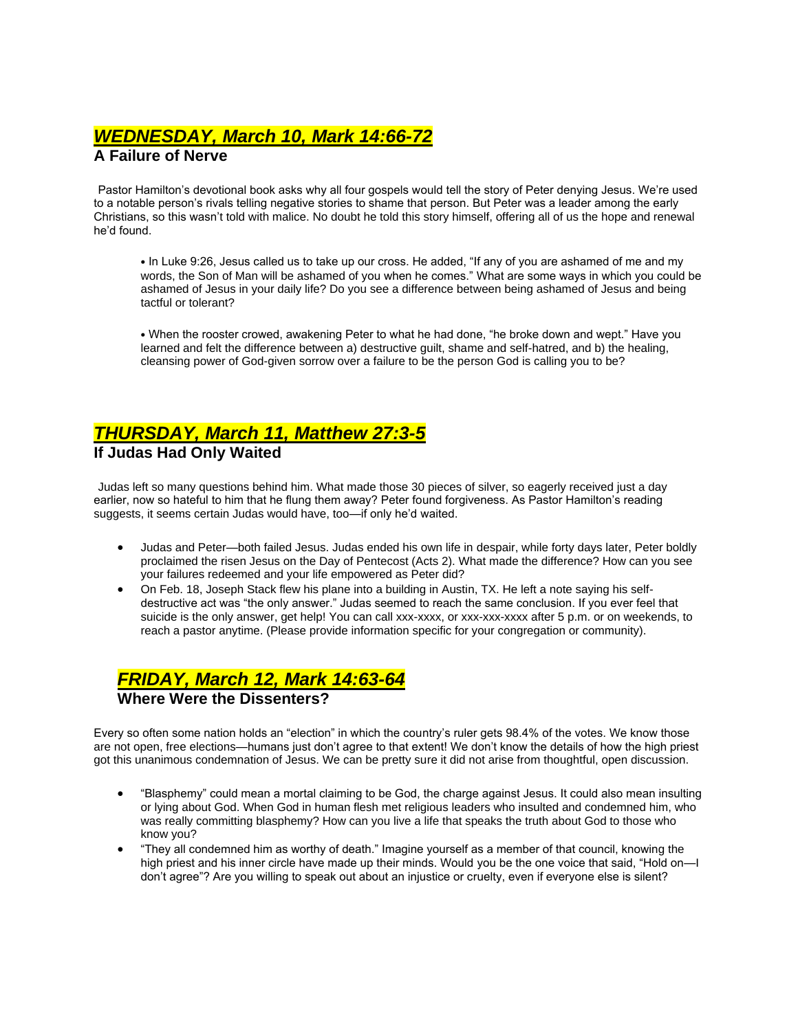## *WEDNESDAY, March 10, Mark 14:66-72*

### A Failure of Nerve

Pastor Hamilton's devotional book asks why all four gospels would tell the story of Peter denying Jesus. We're used to a notable person's rivals telling negative stories to shame that person. But Peter was a leader among the early Christians, so this wasn't told with malice. No doubt he told this story himself, offering all of us the hope and renewal he'd found.

- In Luke 9:26, Jesus called us to take up our cross. He added, "If any of you are ashamed of me and my words, the Son of Man will be ashamed of you when he comes." What are some ways in which you could be ashamed of Jesus in your daily life? Do you see a difference between being ashamed of Jesus and being tactful or tolerant?

- When the rooster crowed, awakening Peter to what he had done, "he broke down and wept." Have you learned and felt the difference between a) destructive guilt, shame and self-hatred, and b) the healing, cleansing power of God-given sorrow over a failure to be the person God is calling you to be?

## *THURSDAY, March 11, Matthew 27:3-5*

### If Judas Had Only Waited

Judas left so many questions behind him. What made those 30 pieces of silver, so eagerly received just a day earlier, now so hateful to him that he flung them away? Peter found forgiveness. As Pastor Hamilton's reading suggests, it seems certain Judas would have, too—if only he'd waited.

- Judas and Peter—both failed Jesus. Judas ended his own life in despair, while forty days later, Peter boldly proclaimed the risen Jesus on the Day of Pentecost (Acts 2). What made the difference? How can you see your failures redeemed and your life empowered as Peter did?
- On Feb. 18, Joseph Stack flew his plane into a building in Austin, TX. He left a note saying his self-destructive act was "the only answer." Judas seemed to reach the same conclusion. If you ever feel that suicide is the only answer, get help! You can call xxx-xxxx, or xxx-xxx-xxxx after 5 p.m. or on weekends, to reach a pastor anytime. (Please provide information specific for your congregation or community).

## *FRIDAY, March 12, Mark 14:63-64*

### Where Were the Dissenters?

Every so often some nation holds an "election" in which the country's ruler gets 98.4% of the votes. We know those are not open, free elections—humans just don't agree to that extent! We don't know the details of how the high priest got this unanimous condemnation of Jesus. We can be pretty sure it did not arise from thoughtful, open discussion.

- "Blasphemy" could mean a mortal claiming to be God, the charge against Jesus. It could also mean insulting or lying about God. When God in human flesh met religious leaders who insulted and condemned him, who was really committing blasphemy? How can you live a life that speaks the truth about God to those who know you?
- "They all condemned him as worthy of death." Imagine yourself as a member of that council, knowing the high priest and his inner circle have made up their minds. Would you be the one voice that said, "Hold on—I don't agree"? Are you willing to speak out about an injustice or cruelty, even if everyone else is silent?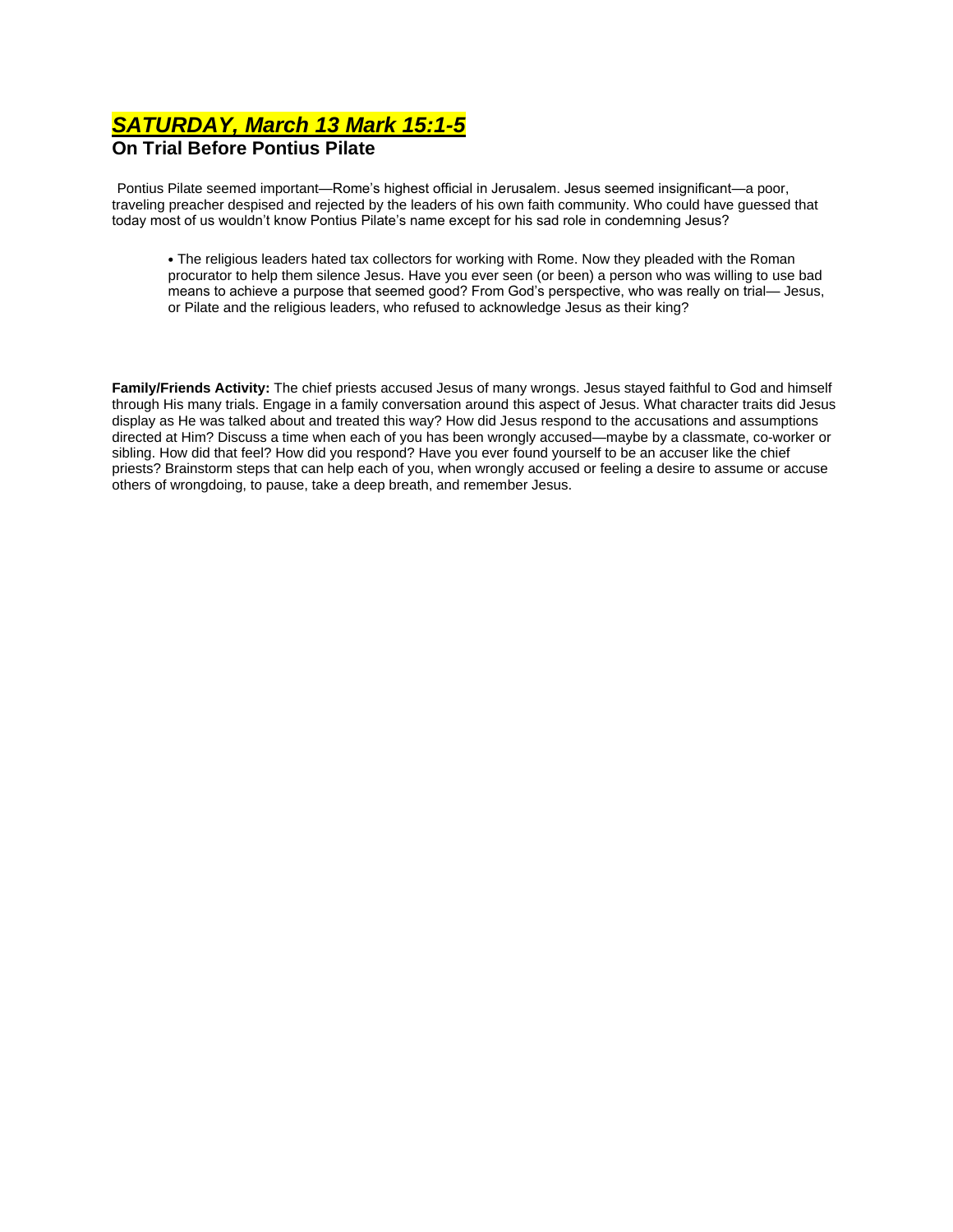## ***SATURDAY, March 13 Mark 15:1-5***

### On Trial Before Pontius Pilate

Pontius Pilate seemed important—Rome's highest official in Jerusalem. Jesus seemed insignificant—a poor, traveling preacher despised and rejected by the leaders of his own faith community. Who could have guessed that today most of us wouldn't know Pontius Pilate's name except for his sad role in condemning Jesus?

- The religious leaders hated tax collectors for working with Rome. Now they pleaded with the Roman procurator to help them silence Jesus. Have you ever seen (or been) a person who was willing to use bad means to achieve a purpose that seemed good? From God's perspective, who was really on trial— Jesus, or Pilate and the religious leaders, who refused to acknowledge Jesus as their king?

**Family/Friends Activity:** The chief priests accused Jesus of many wrongs. Jesus stayed faithful to God and himself through His many trials. Engage in a family conversation around this aspect of Jesus. What character traits did Jesus display as He was talked about and treated this way? How did Jesus respond to the accusations and assumptions directed at Him? Discuss a time when each of you has been wrongly accused—maybe by a classmate, co-worker or sibling. How did that feel? How did you respond? Have you ever found yourself to be an accuser like the chief priests? Brainstorm steps that can help each of you, when wrongly accused or feeling a desire to assume or accuse others of wrongdoing, to pause, take a deep breath, and remember Jesus.